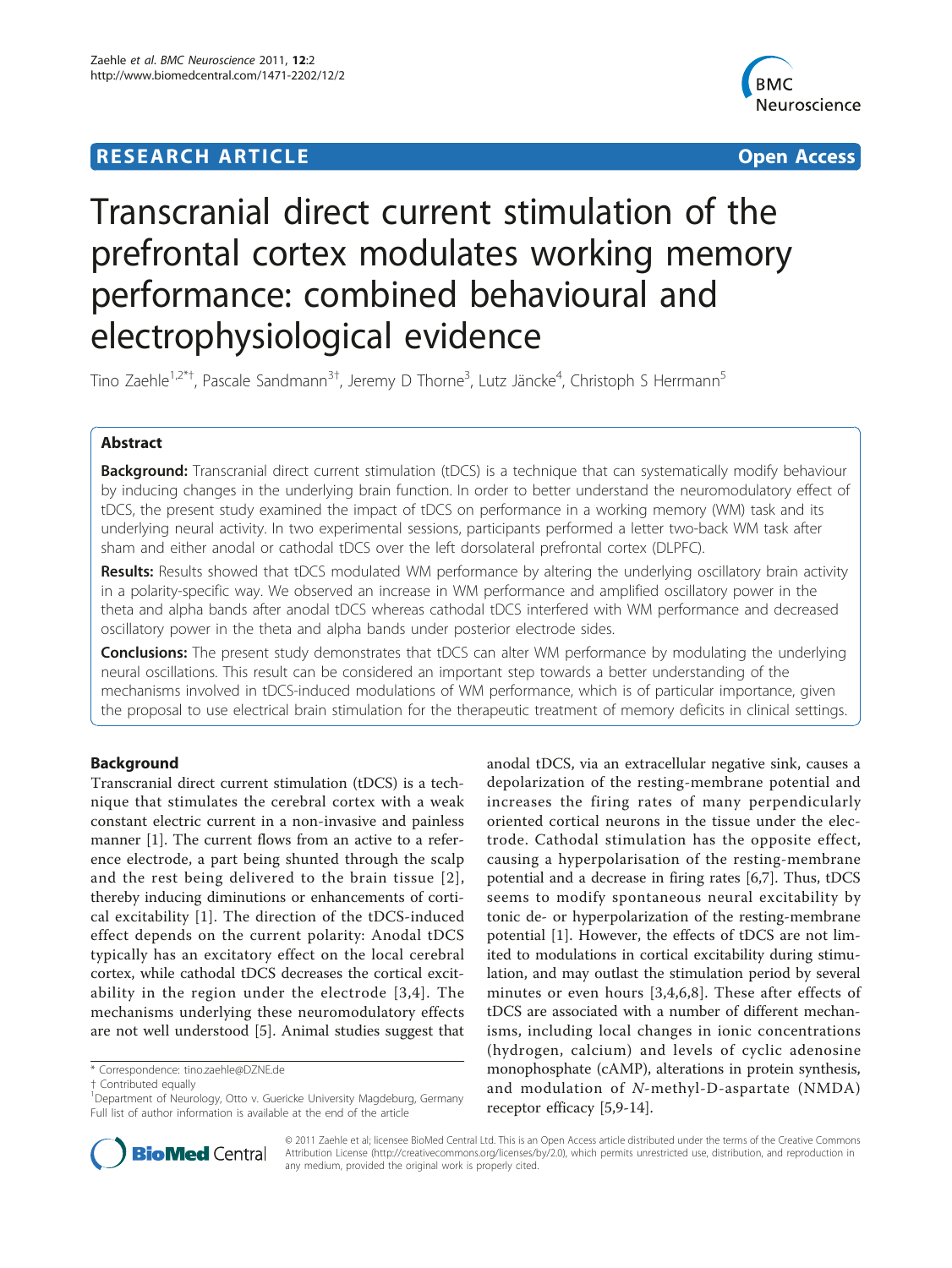**RESEARCH ARTICLE** **Open Access**

# Transcranial direct current stimulation of the prefrontal cortex modulates working memory performance: combined behavioural and electrophysiological evidence

Tino Zaehle[1,2*†], Pascale Sandmann[3†], Jeremy D Thorne[3], Lutz Jäncke[4], Christoph S Herrmann[5]

## Abstract

**Background:** Transcranial direct current stimulation (tDCS) is a technique that can systematically modify behaviour by inducing changes in the underlying brain function. In order to better understand the neuromodulatory effect of tDCS, the present study examined the impact of tDCS on performance in a working memory (WM) task and its underlying neural activity. In two experimental sessions, participants performed a letter two-back WM task after sham and either anodal or cathodal tDCS over the left dorsolateral prefrontal cortex (DLPFC).

**Results:** Results showed that tDCS modulated WM performance by altering the underlying oscillatory brain activity in a polarity-specific way. We observed an increase in WM performance and amplified oscillatory power in the theta and alpha bands after anodal tDCS whereas cathodal tDCS interfered with WM performance and decreased oscillatory power in the theta and alpha bands under posterior electrode sides.

**Conclusions:** The present study demonstrates that tDCS can alter WM performance by modulating the underlying neural oscillations. This result can be considered an important step towards a better understanding of the mechanisms involved in tDCS-induced modulations of WM performance, which is of particular importance, given the proposal to use electrical brain stimulation for the therapeutic treatment of memory deficits in clinical settings.

## Background

Transcranial direct current stimulation (tDCS) is a technique that stimulates the cerebral cortex with a weak constant electric current in a non-invasive and painless manner [1]. The current flows from an active to a reference electrode, a part being shunted through the scalp and the rest being delivered to the brain tissue [2], thereby inducing diminutions or enhancements of cortical excitability [1]. The direction of the tDCS-induced effect depends on the current polarity: Anodal tDCS typically has an excitatory effect on the local cerebral cortex, while cathodal tDCS decreases the cortical excitability in the region under the electrode [3,4]. The mechanisms underlying these neuromodulatory effects are not well understood [5]. Animal studies suggest that anodal tDCS, via an extracellular negative sink, causes a depolarization of the resting-membrane potential and increases the firing rates of many perpendicularly oriented cortical neurons in the tissue under the electrode. Cathodal stimulation has the opposite effect, causing a hyperpolarisation of the resting-membrane potential and a decrease in firing rates [6,7]. Thus, tDCS seems to modify spontaneous neural excitability by tonic de- or hyperpolarization of the resting-membrane potential [1]. However, the effects of tDCS are not limited to modulations in cortical excitability during stimulation, and may outlast the stimulation period by several minutes or even hours [3,4,6,8]. These after effects of tDCS are associated with a number of different mechanisms, including local changes in ionic concentrations (hydrogen, calcium) and levels of cyclic adenosine monophosphate (cAMP), alterations in protein synthesis, and modulation of *N*-methyl-D-aspartate (NMDA) receptor efficacy [5,9-14].

\* Correspondence: tino.zaehle@DZNE.de
† Contributed equally
[1]Department of Neurology, Otto v. Guericke University Magdeburg, Germany
Full list of author information is available at the end of the article

© 2011 Zaehle et al; licensee BioMed Central Ltd. This is an Open Access article distributed under the terms of the Creative Commons Attribution License (http://creativecommons.org/licenses/by/2.0), which permits unrestricted use, distribution, and reproduction in any medium, provided the original work is properly cited.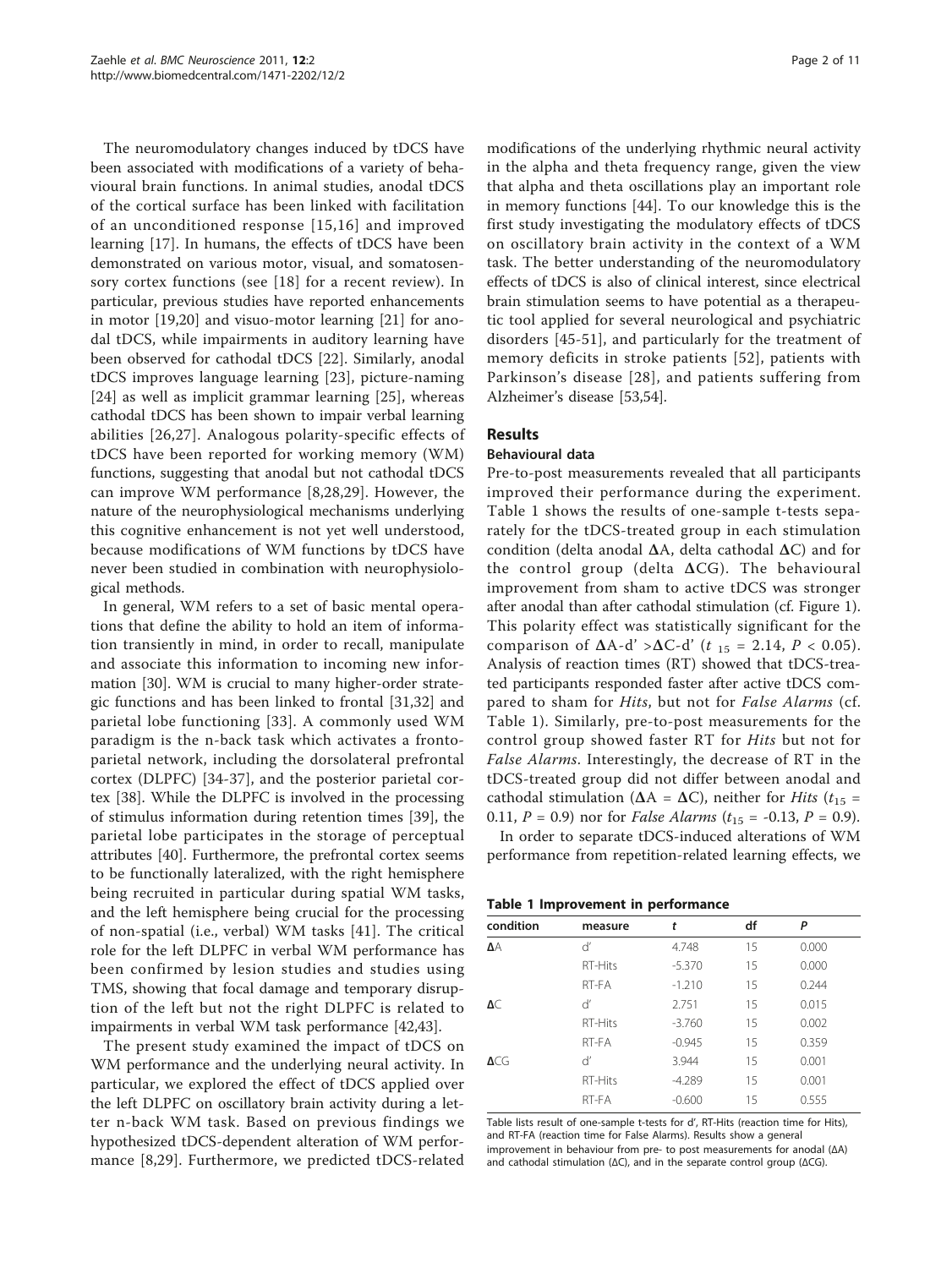The neuromodulatory changes induced by tDCS have been associated with modifications of a variety of behavioural brain functions. In animal studies, anodal tDCS of the cortical surface has been linked with facilitation of an unconditioned response [15,16] and improved learning [17]. In humans, the effects of tDCS have been demonstrated on various motor, visual, and somatosensory cortex functions (see [18] for a recent review). In particular, previous studies have reported enhancements in motor [19,20] and visuo-motor learning [21] for anodal tDCS, while impairments in auditory learning have been observed for cathodal tDCS [22]. Similarly, anodal tDCS improves language learning [23], picture-naming [24] as well as implicit grammar learning [25], whereas cathodal tDCS has been shown to impair verbal learning abilities [26,27]. Analogous polarity-specific effects of tDCS have been reported for working memory (WM) functions, suggesting that anodal but not cathodal tDCS can improve WM performance [8,28,29]. However, the nature of the neurophysiological mechanisms underlying this cognitive enhancement is not yet well understood, because modifications of WM functions by tDCS have never been studied in combination with neurophysiological methods.

In general, WM refers to a set of basic mental operations that define the ability to hold an item of information transiently in mind, in order to recall, manipulate and associate this information to incoming new information [30]. WM is crucial to many higher-order strategic functions and has been linked to frontal [31,32] and parietal lobe functioning [33]. A commonly used WM paradigm is the n-back task which activates a frontoparietal network, including the dorsolateral prefrontal cortex (DLPFC) [34-37], and the posterior parietal cortex [38]. While the DLPFC is involved in the processing of stimulus information during retention times [39], the parietal lobe participates in the storage of perceptual attributes [40]. Furthermore, the prefrontal cortex seems to be functionally lateralized, with the right hemisphere being recruited in particular during spatial WM tasks, and the left hemisphere being crucial for the processing of non-spatial (i.e., verbal) WM tasks [41]. The critical role for the left DLPFC in verbal WM performance has been confirmed by lesion studies and studies using TMS, showing that focal damage and temporary disruption of the left but not the right DLPFC is related to impairments in verbal WM task performance [42,43].

The present study examined the impact of tDCS on WM performance and the underlying neural activity. In particular, we explored the effect of tDCS applied over the left DLPFC on oscillatory brain activity during a letter n-back WM task. Based on previous findings we hypothesized tDCS-dependent alteration of WM performance [8,29]. Furthermore, we predicted tDCS-related modifications of the underlying rhythmic neural activity in the alpha and theta frequency range, given the view that alpha and theta oscillations play an important role in memory functions [44]. To our knowledge this is the first study investigating the modulatory effects of tDCS on oscillatory brain activity in the context of a WM task. The better understanding of the neuromodulatory effects of tDCS is also of clinical interest, since electrical brain stimulation seems to have potential as a therapeutic tool applied for several neurological and psychiatric disorders [45-51], and particularly for the treatment of memory deficits in stroke patients [52], patients with Parkinson's disease [28], and patients suffering from Alzheimer's disease [53,54].

## Results

### Behavioural data

Pre-to-post measurements revealed that all participants improved their performance during the experiment. Table 1 shows the results of one-sample t-tests separately for the tDCS-treated group in each stimulation condition (delta anodal $\Delta$A, delta cathodal $\Delta$C) and for the control group (delta $\Delta$CG). The behavioural improvement from sham to active tDCS was stronger after anodal than after cathodal stimulation (cf. Figure 1). This polarity effect was statistically significant for the comparison of $\Delta$A-d' >$\Delta$C-d' ($t_{15} = 2.14$, $P < 0.05$). Analysis of reaction times (RT) showed that tDCS-treated participants responded faster after active tDCS compared to sham for *Hits*, but not for *False Alarms* (cf. Table 1). Similarly, pre-to-post measurements for the control group showed faster RT for *Hits* but not for *False Alarms*. Interestingly, the decrease of RT in the tDCS-treated group did not differ between anodal and cathodal stimulation ($\Delta$A = $\Delta$C), neither for *Hits* ($t_{15} = 0.11$, $P = 0.9$) nor for *False Alarms* ($t_{15} = -0.13$, $P = 0.9$).

In order to separate tDCS-induced alterations of WM performance from repetition-related learning effects, we

**Table 1 Improvement in performance**

| condition | measure | t | df | P |
|---|---|---|---|---|
| $\Delta$A | d' | 4.748 | 15 | 0.000 |
| | RT-Hits | -5.370 | 15 | 0.000 |
| | RT-FA | -1.210 | 15 | 0.244 |
| $\Delta$C | d' | 2.751 | 15 | 0.015 |
| | RT-Hits | -3.760 | 15 | 0.002 |
| | RT-FA | -0.945 | 15 | 0.359 |
| $\Delta$CG | d' | 3.944 | 15 | 0.001 |
| | RT-Hits | -4.289 | 15 | 0.001 |
| | RT-FA | -0.600 | 15 | 0.555 |

Table lists result of one-sample t-tests for d', RT-Hits (reaction time for Hits), and RT-FA (reaction time for False Alarms). Results show a general improvement in behaviour from pre- to post measurements for anodal ($\Delta$A) and cathodal stimulation ($\Delta$C), and in the separate control group ($\Delta$CG).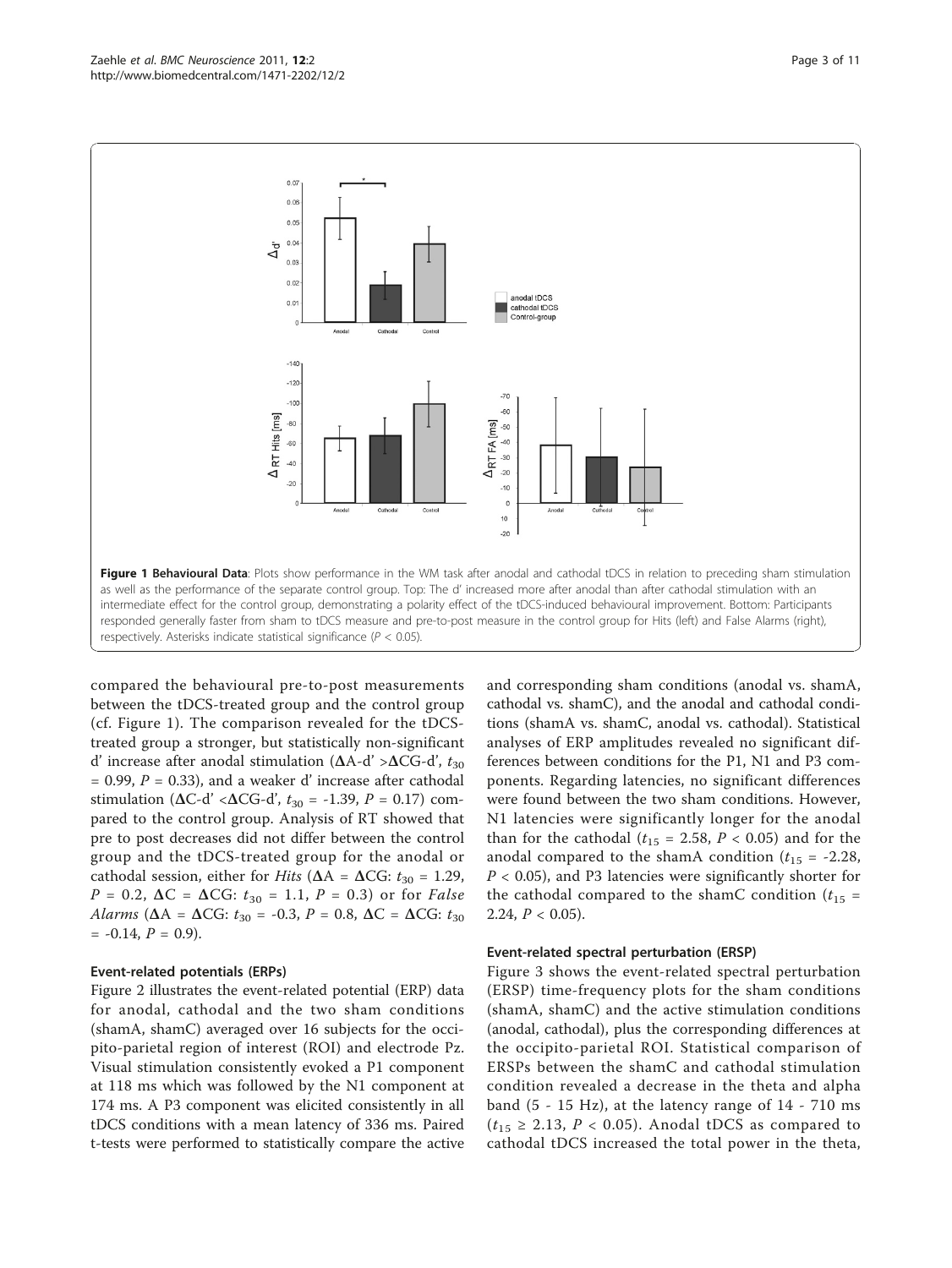**Figure 1 Behavioural Data**: Plots show performance in the WM task after anodal and cathodal tDCS in relation to preceding sham stimulation as well as the performance of the separate control group. Top: The d' increased more after anodal than after cathodal stimulation with an intermediate effect for the control group, demonstrating a polarity effect of the tDCS-induced behavioural improvement. Bottom: Participants responded generally faster from sham to tDCS measure and pre-to-post measure in the control group for Hits (left) and False Alarms (right), respectively. Asterisks indicate statistical significance ($P < 0.05$).

compared the behavioural pre-to-post measurements between the tDCS-treated group and the control group (cf. Figure 1). The comparison revealed for the tDCS-treated group a stronger, but statistically non-significant d' increase after anodal stimulation ($\Delta$A-d' >$\Delta$CG-d', $t_{30} = 0.99$, $P = 0.33$), and a weaker d' increase after cathodal stimulation ($\Delta$C-d' <$\Delta$CG-d', $t_{30} = -1.39$, $P = 0.17$) compared to the control group. Analysis of RT showed that pre to post decreases did not differ between the control group and the tDCS-treated group for the anodal or cathodal session, either for *Hits* ($\Delta$A = $\Delta$CG: $t_{30} = 1.29$, $P = 0.2$, $\Delta$C = $\Delta$CG: $t_{30} = 1.1$, $P = 0.3$) or for *False Alarms* ($\Delta$A = $\Delta$CG: $t_{30} = -0.3$, $P = 0.8$, $\Delta$C = $\Delta$CG: $t_{30} = -0.14$, $P = 0.9$).

### Event-related potentials (ERPs)

Figure 2 illustrates the event-related potential (ERP) data for anodal, cathodal and the two sham conditions (shamA, shamC) averaged over 16 subjects for the occipito-parietal region of interest (ROI) and electrode Pz. Visual stimulation consistently evoked a P1 component at 118 ms which was followed by the N1 component at 174 ms. A P3 component was elicited consistently in all tDCS conditions with a mean latency of 336 ms. Paired t-tests were performed to statistically compare the active and corresponding sham conditions (anodal vs. shamA, cathodal vs. shamC), and the anodal and cathodal conditions (shamA vs. shamC, anodal vs. cathodal). Statistical analyses of ERP amplitudes revealed no significant differences between conditions for the P1, N1 and P3 components. Regarding latencies, no significant differences were found between the two sham conditions. However, N1 latencies were significantly longer for the anodal than for the cathodal ($t_{15} = 2.58$, $P < 0.05$) and for the anodal compared to the shamA condition ($t_{15} = -2.28$, $P < 0.05$), and P3 latencies were significantly shorter for the cathodal compared to the shamC condition ($t_{15} = 2.24$, $P < 0.05$).

### Event-related spectral perturbation (ERSP)

Figure 3 shows the event-related spectral perturbation (ERSP) time-frequency plots for the sham conditions (shamA, shamC) and the active stimulation conditions (anodal, cathodal), plus the corresponding differences at the occipito-parietal ROI. Statistical comparison of ERSPs between the shamC and cathodal stimulation condition revealed a decrease in the theta and alpha band (5 - 15 Hz), at the latency range of 14 - 710 ms ($t_{15} \geq 2.13$, $P < 0.05$). Anodal tDCS as compared to cathodal tDCS increased the total power in the theta,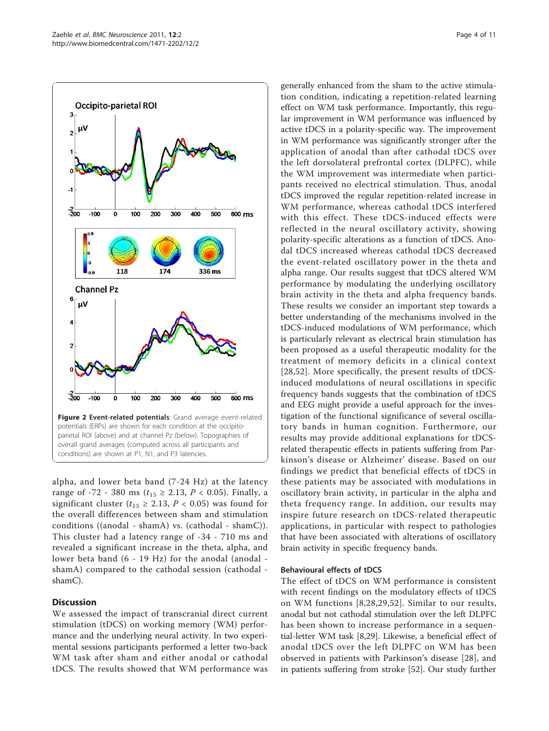Occipito-parietal ROI

μV

3
2
1
0
-1
-2

-200 -100 0 100 200 300 400 500 600 ms

5.9
3
0
-3
-5.9

118 174 336 ms

Channel Pz

μV

6
4
2
0
-2

-200 -100 0 100 200 300 400 500 600 ms

**Figure 2 Event-related potentials**: Grand average event-related potentials (ERPs) are shown for each condition at the occipito-parietal ROI (above) and at channel Pz (below). Topographies of overall grand averages (computed across all participants and conditions) are shown at P1, N1, and P3 latencies.

alpha, and lower beta band (7-24 Hz) at the latency range of -72 - 380 ms ($t_{15} \geq 2.13$, $P < 0.05$). Finally, a significant cluster ($t_{15} \geq 2.13$, $P < 0.05$) was found for the overall differences between sham and stimulation conditions ((anodal - shamA) vs. (cathodal - shamC)). This cluster had a latency range of -34 - 710 ms and revealed a significant increase in the theta, alpha, and lower beta band (6 - 19 Hz) for the anodal (anodal - shamA) compared to the cathodal session (cathodal - shamC).

## Discussion

We assessed the impact of transcranial direct current stimulation (tDCS) on working memory (WM) performance and the underlying neural activity. In two experimental sessions participants performed a letter two-back WM task after sham and either anodal or cathodal tDCS. The results showed that WM performance was generally enhanced from the sham to the active stimulation condition, indicating a repetition-related learning effect on WM task performance. Importantly, this regular improvement in WM performance was influenced by active tDCS in a polarity-specific way. The improvement in WM performance was significantly stronger after the application of anodal than after cathodal tDCS over the left dorsolateral prefrontal cortex (DLPFC), while the WM improvement was intermediate when participants received no electrical stimulation. Thus, anodal tDCS improved the regular repetition-related increase in WM performance, whereas cathodal tDCS interfered with this effect. These tDCS-induced effects were reflected in the neural oscillatory activity, showing polarity-specific alterations as a function of tDCS. Anodal tDCS increased whereas cathodal tDCS decreased the event-related oscillatory power in the theta and alpha range. Our results suggest that tDCS altered WM performance by modulating the underlying oscillatory brain activity in the theta and alpha frequency bands. These results we consider an important step towards a better understanding of the mechanisms involved in the tDCS-induced modulations of WM performance, which is particularly relevant as electrical brain stimulation has been proposed as a useful therapeutic modality for the treatment of memory deficits in a clinical context [28,52]. More specifically, the present results of tDCS-induced modulations of neural oscillations in specific frequency bands suggests that the combination of tDCS and EEG might provide a useful approach for the investigation of the functional significance of several oscillatory bands in human cognition. Furthermore, our results may provide additional explanations for tDCS-related therapeutic effects in patients suffering from Parkinson's disease or Alzheimer' disease. Based on our findings we predict that beneficial effects of tDCS in these patients may be associated with modulations in oscillatory brain activity, in particular in the alpha and theta frequency range. In addition, our results may inspire future research on tDCS-related therapeutic applications, in particular with respect to pathologies that have been associated with alterations of oscillatory brain activity in specific frequency bands.

### Behavioural effects of tDCS

The effect of tDCS on WM performance is consistent with recent findings on the modulatory effects of tDCS on WM functions [8,28,29,52]. Similar to our results, anodal but not cathodal stimulation over the left DLPFC has been shown to increase performance in a sequential-letter WM task [8,29]. Likewise, a beneficial effect of anodal tDCS over the left DLPFC on WM has been observed in patients with Parkinson's disease [28], and in patients suffering from stroke [52]. Our study further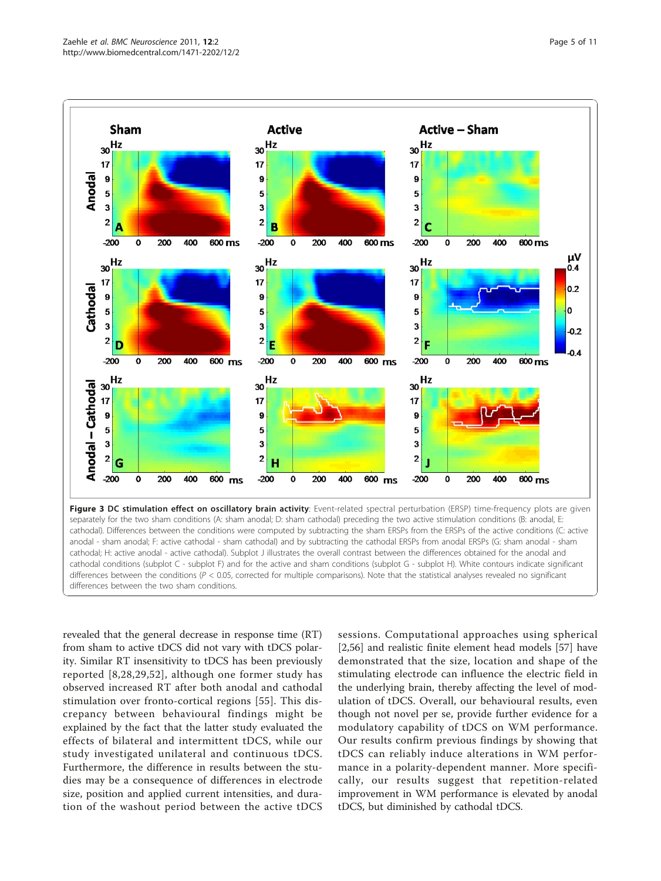**Figure 3 DC stimulation effect on oscillatory brain activity**: Event-related spectral perturbation (ERSP) time-frequency plots are given separately for the two sham conditions (A: sham anodal; D: sham cathodal) preceding the two active stimulation conditions (B: anodal, E: cathodal). Differences between the conditions were computed by subtracting the sham ERSPs from the ERSPs of the active conditions (C: active anodal - sham anodal; F: active cathodal - sham cathodal) and by subtracting the cathodal ERSPs from anodal ERSPs (G: sham anodal - sham cathodal; H: active anodal - active cathodal). Subplot J illustrates the overall contrast between the differences obtained for the anodal and cathodal conditions (subplot C - subplot F) and for the active and sham conditions (subplot G - subplot H). White contours indicate significant differences between the conditions ($P < 0.05$, corrected for multiple comparisons). Note that the statistical analyses revealed no significant differences between the two sham conditions.

revealed that the general decrease in response time (RT) from sham to active tDCS did not vary with tDCS polarity. Similar RT insensitivity to tDCS has been previously reported [8,28,29,52], although one former study has observed increased RT after both anodal and cathodal stimulation over fronto-cortical regions [55]. This discrepancy between behavioural findings might be explained by the fact that the latter study evaluated the effects of bilateral and intermittent tDCS, while our study investigated unilateral and continuous tDCS. Furthermore, the difference in results between the studies may be a consequence of differences in electrode size, position and applied current intensities, and duration of the washout period between the active tDCS sessions. Computational approaches using spherical [2,56] and realistic finite element head models [57] have demonstrated that the size, location and shape of the stimulating electrode can influence the electric field in the underlying brain, thereby affecting the level of modulation of tDCS. Overall, our behavioural results, even though not novel per se, provide further evidence for a modulatory capability of tDCS on WM performance. Our results confirm previous findings by showing that tDCS can reliably induce alterations in WM performance in a polarity-dependent manner. More specifically, our results suggest that repetition-related improvement in WM performance is elevated by anodal tDCS, but diminished by cathodal tDCS.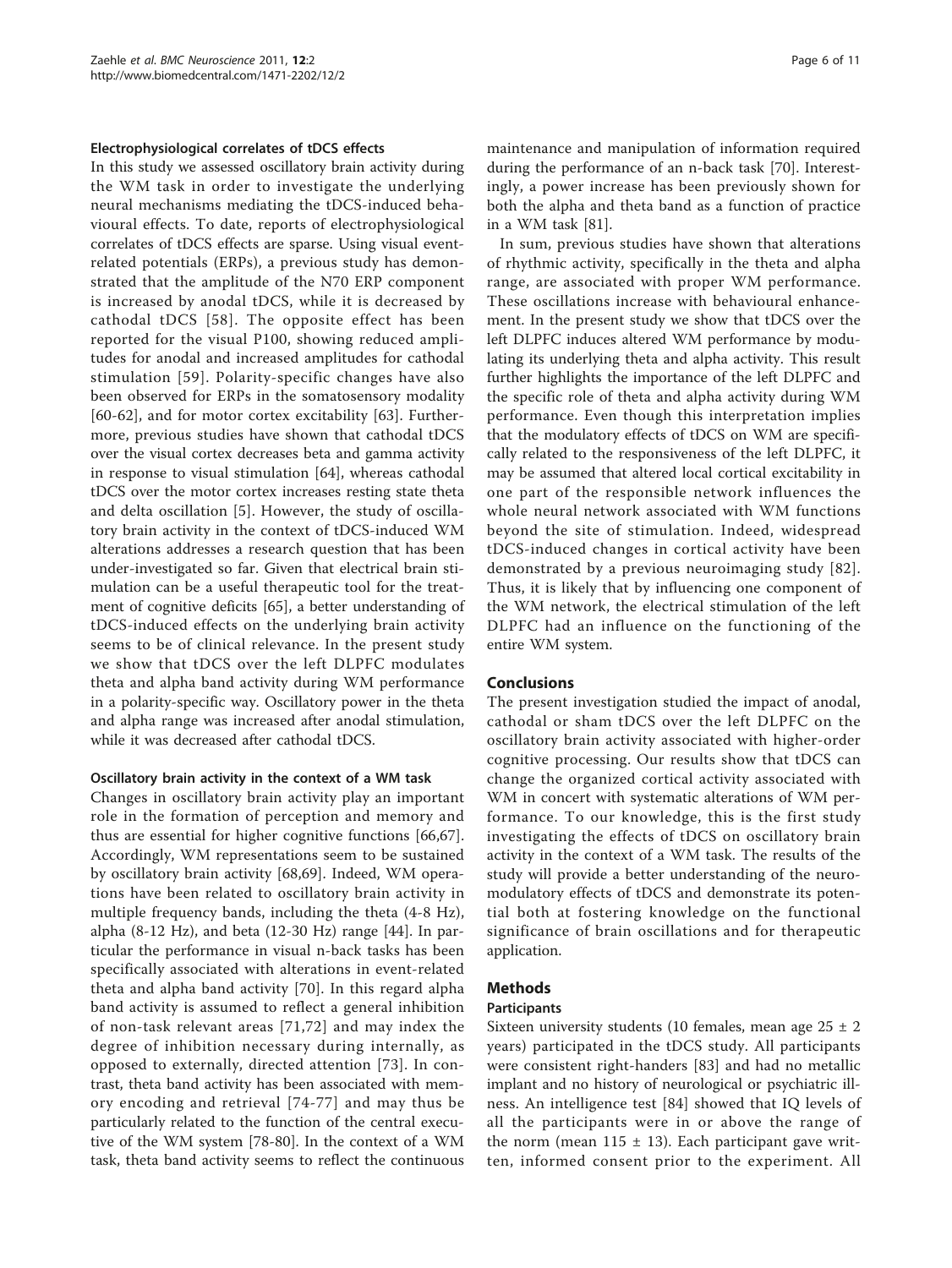### Electrophysiological correlates of tDCS effects

In this study we assessed oscillatory brain activity during the WM task in order to investigate the underlying neural mechanisms mediating the tDCS-induced behavioural effects. To date, reports of electrophysiological correlates of tDCS effects are sparse. Using visual event-related potentials (ERPs), a previous study has demonstrated that the amplitude of the N70 ERP component is increased by anodal tDCS, while it is decreased by cathodal tDCS [58]. The opposite effect has been reported for the visual P100, showing reduced amplitudes for anodal and increased amplitudes for cathodal stimulation [59]. Polarity-specific changes have also been observed for ERPs in the somatosensory modality [60-62], and for motor cortex excitability [63]. Furthermore, previous studies have shown that cathodal tDCS over the visual cortex decreases beta and gamma activity in response to visual stimulation [64], whereas cathodal tDCS over the motor cortex increases resting state theta and delta oscillation [5]. However, the study of oscillatory brain activity in the context of tDCS-induced WM alterations addresses a research question that has been under-investigated so far. Given that electrical brain stimulation can be a useful therapeutic tool for the treatment of cognitive deficits [65], a better understanding of tDCS-induced effects on the underlying brain activity seems to be of clinical relevance. In the present study we show that tDCS over the left DLPFC modulates theta and alpha band activity during WM performance in a polarity-specific way. Oscillatory power in the theta and alpha range was increased after anodal stimulation, while it was decreased after cathodal tDCS.

### Oscillatory brain activity in the context of a WM task

Changes in oscillatory brain activity play an important role in the formation of perception and memory and thus are essential for higher cognitive functions [66,67]. Accordingly, WM representations seem to be sustained by oscillatory brain activity [68,69]. Indeed, WM operations have been related to oscillatory brain activity in multiple frequency bands, including the theta (4-8 Hz), alpha (8-12 Hz), and beta (12-30 Hz) range [44]. In particular the performance in visual n-back tasks has been specifically associated with alterations in event-related theta and alpha band activity [70]. In this regard alpha band activity is assumed to reflect a general inhibition of non-task relevant areas [71,72] and may index the degree of inhibition necessary during internally, as opposed to externally, directed attention [73]. In contrast, theta band activity has been associated with memory encoding and retrieval [74-77] and may thus be particularly related to the function of the central executive of the WM system [78-80]. In the context of a WM task, theta band activity seems to reflect the continuous maintenance and manipulation of information required during the performance of an n-back task [70]. Interestingly, a power increase has been previously shown for both the alpha and theta band as a function of practice in a WM task [81].

In sum, previous studies have shown that alterations of rhythmic activity, specifically in the theta and alpha range, are associated with proper WM performance. These oscillations increase with behavioural enhancement. In the present study we show that tDCS over the left DLPFC induces altered WM performance by modulating its underlying theta and alpha activity. This result further highlights the importance of the left DLPFC and the specific role of theta and alpha activity during WM performance. Even though this interpretation implies that the modulatory effects of tDCS on WM are specifically related to the responsiveness of the left DLPFC, it may be assumed that altered local cortical excitability in one part of the responsible network influences the whole neural network associated with WM functions beyond the site of stimulation. Indeed, widespread tDCS-induced changes in cortical activity have been demonstrated by a previous neuroimaging study [82]. Thus, it is likely that by influencing one component of the WM network, the electrical stimulation of the left DLPFC had an influence on the functioning of the entire WM system.

## Conclusions

The present investigation studied the impact of anodal, cathodal or sham tDCS over the left DLPFC on the oscillatory brain activity associated with higher-order cognitive processing. Our results show that tDCS can change the organized cortical activity associated with WM in concert with systematic alterations of WM performance. To our knowledge, this is the first study investigating the effects of tDCS on oscillatory brain activity in the context of a WM task. The results of the study will provide a better understanding of the neuromodulatory effects of tDCS and demonstrate its potential both at fostering knowledge on the functional significance of brain oscillations and for therapeutic application.

## Methods

### Participants

Sixteen university students (10 females, mean age 25 ± 2 years) participated in the tDCS study. All participants were consistent right-handers [83] and had no metallic implant and no history of neurological or psychiatric illness. An intelligence test [84] showed that IQ levels of all the participants were in or above the range of the norm (mean 115 ± 13). Each participant gave written, informed consent prior to the experiment. All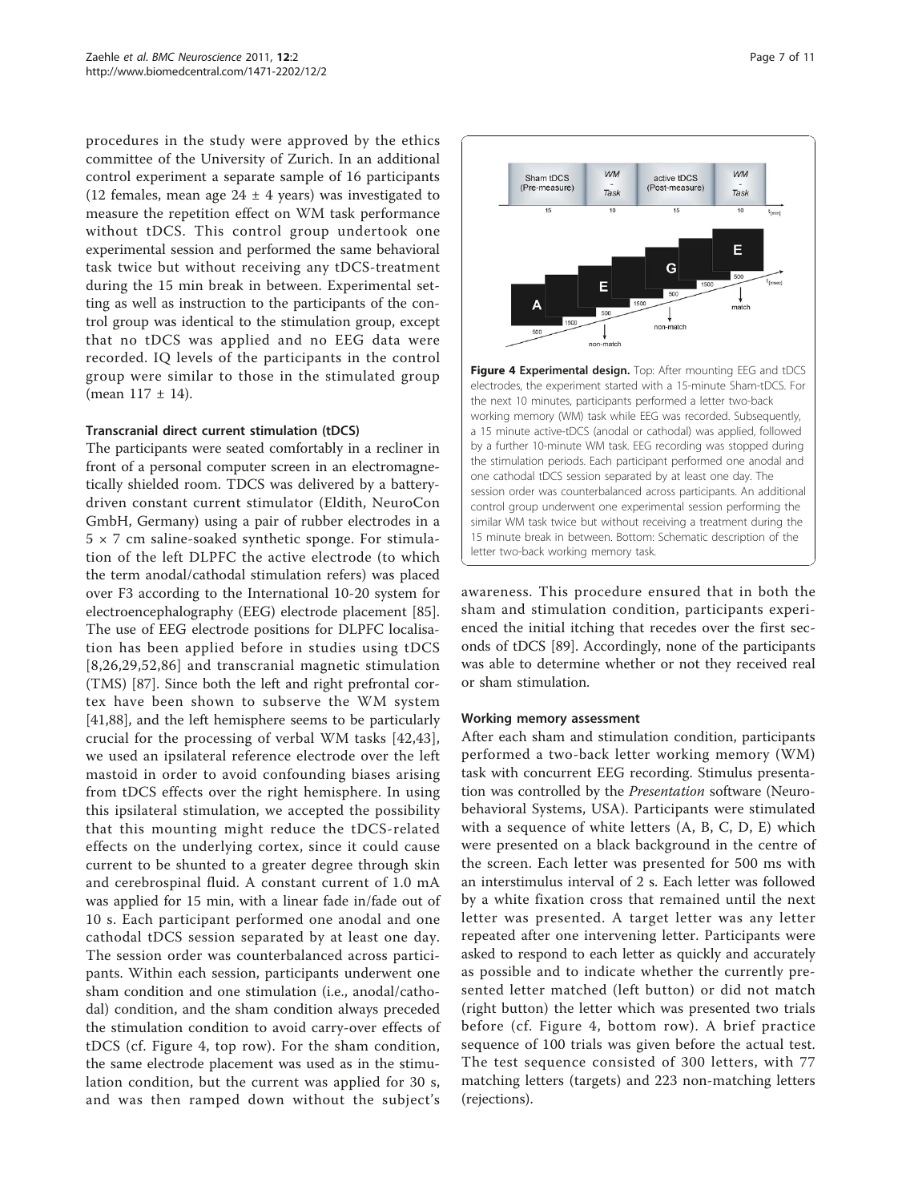procedures in the study were approved by the ethics committee of the University of Zurich. In an additional control experiment a separate sample of 16 participants (12 females, mean age 24 ± 4 years) was investigated to measure the repetition effect on WM task performance without tDCS. This control group undertook one experimental session and performed the same behavioral task twice but without receiving any tDCS-treatment during the 15 min break in between. Experimental setting as well as instruction to the participants of the control group was identical to the stimulation group, except that no tDCS was applied and no EEG data were recorded. IQ levels of the participants in the control group were similar to those in the stimulated group (mean 117 ± 14).

### Transcranial direct current stimulation (tDCS)

The participants were seated comfortably in a recliner in front of a personal computer screen in an electromagnetically shielded room. TDCS was delivered by a battery-driven constant current stimulator (Eldith, NeuroCon GmbH, Germany) using a pair of rubber electrodes in a 5 × 7 cm saline-soaked synthetic sponge. For stimulation of the left DLPFC the active electrode (to which the term anodal/cathodal stimulation refers) was placed over F3 according to the International 10-20 system for electroencephalography (EEG) electrode placement [85]. The use of EEG electrode positions for DLPFC localisation has been applied before in studies using tDCS [8,26,29,52,86] and transcranial magnetic stimulation (TMS) [87]. Since both the left and right prefrontal cortex have been shown to subserve the WM system [41,88], and the left hemisphere seems to be particularly crucial for the processing of verbal WM tasks [42,43], we used an ipsilateral reference electrode over the left mastoid in order to avoid confounding biases arising from tDCS effects over the right hemisphere. In using this ipsilateral stimulation, we accepted the possibility that this mounting might reduce the tDCS-related effects on the underlying cortex, since it could cause current to be shunted to a greater degree through skin and cerebrospinal fluid. A constant current of 1.0 mA was applied for 15 min, with a linear fade in/fade out of 10 s. Each participant performed one anodal and one cathodal tDCS session separated by at least one day. The session order was counterbalanced across participants. Within each session, participants underwent one sham condition and one stimulation (i.e., anodal/cathodal) condition, and the sham condition always preceded the stimulation condition to avoid carry-over effects of tDCS (cf. Figure 4, top row). For the sham condition, the same electrode placement was used as in the stimulation condition, but the current was applied for 30 s, and was then ramped down without the subject's awareness. This procedure ensured that in both the sham and stimulation condition, participants experienced the initial itching that recedes over the first seconds of tDCS [89]. Accordingly, none of the participants was able to determine whether or not they received real or sham stimulation.

**Figure 4 Experimental design.** Top: After mounting EEG and tDCS electrodes, the experiment started with a 15-minute Sham-tDCS. For the next 10 minutes, participants performed a letter two-back working memory (WM) task while EEG was recorded. Subsequently, a 15 minute active-tDCS (anodal or cathodal) was applied, followed by a further 10-minute WM task. EEG recording was stopped during the stimulation periods. Each participant performed one anodal and one cathodal tDCS session separated by at least one day. The session order was counterbalanced across participants. An additional control group underwent one experimental session performing the similar WM task twice but without receiving a treatment during the 15 minute break in between. Bottom: Schematic description of the letter two-back working memory task.

### Working memory assessment

After each sham and stimulation condition, participants performed a two-back letter working memory (WM) task with concurrent EEG recording. Stimulus presentation was controlled by the *Presentation* software (Neurobehavioral Systems, USA). Participants were stimulated with a sequence of white letters (A, B, C, D, E) which were presented on a black background in the centre of the screen. Each letter was presented for 500 ms with an interstimulus interval of 2 s. Each letter was followed by a white fixation cross that remained until the next letter was presented. A target letter was any letter repeated after one intervening letter. Participants were asked to respond to each letter as quickly and accurately as possible and to indicate whether the currently presented letter matched (left button) or did not match (right button) the letter which was presented two trials before (cf. Figure 4, bottom row). A brief practice sequence of 100 trials was given before the actual test. The test sequence consisted of 300 letters, with 77 matching letters (targets) and 223 non-matching letters (rejections).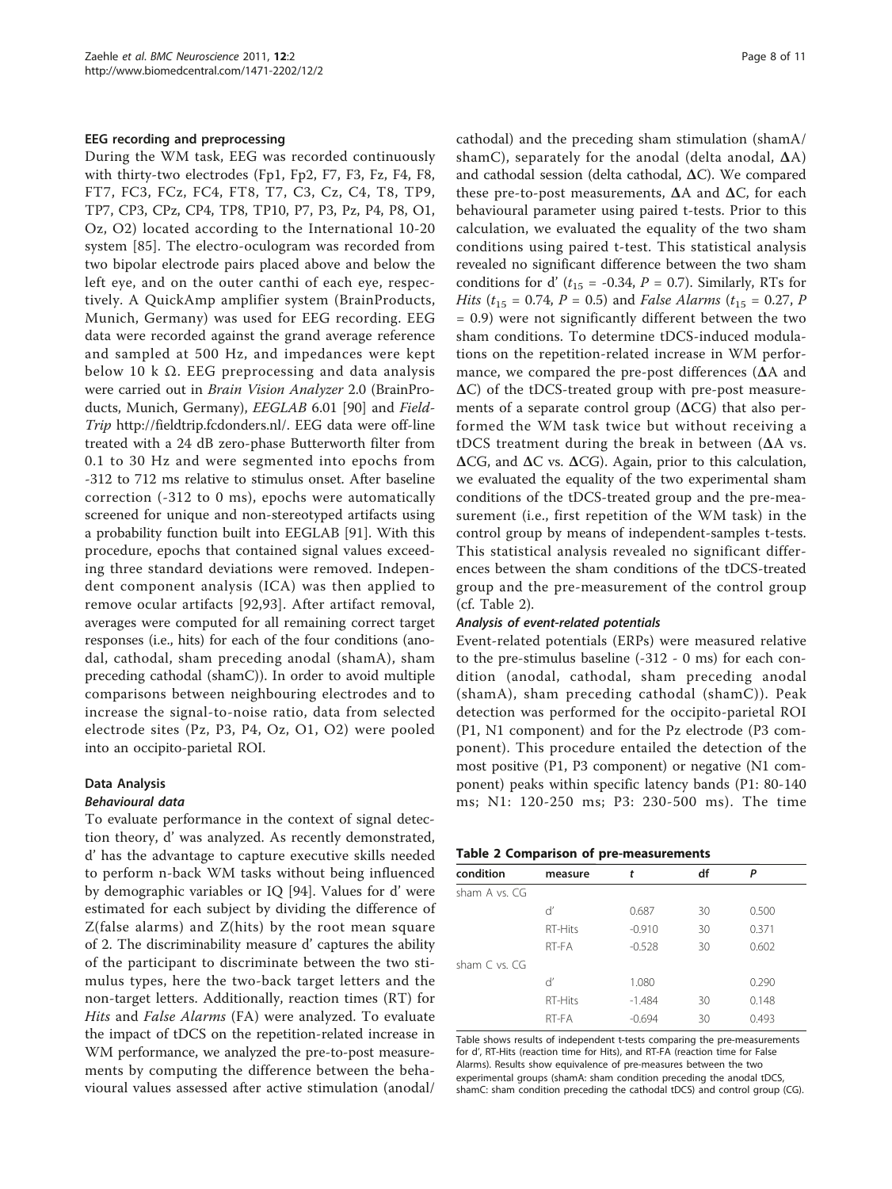### EEG recording and preprocessing

During the WM task, EEG was recorded continuously with thirty-two electrodes (Fp1, Fp2, F7, F3, Fz, F4, F8, FT7, FC3, FCz, FC4, FT8, T7, C3, Cz, C4, T8, TP9, TP7, CP3, CPz, CP4, TP8, TP10, P7, P3, Pz, P4, P8, O1, Oz, O2) located according to the International 10-20 system [85]. The electro-oculogram was recorded from two bipolar electrode pairs placed above and below the left eye, and on the outer canthi of each eye, respectively. A QuickAmp amplifier system (BrainProducts, Munich, Germany) was used for EEG recording. EEG data were recorded against the grand average reference and sampled at 500 Hz, and impedances were kept below 10 k Ω. EEG preprocessing and data analysis were carried out in *Brain Vision Analyzer* 2.0 (BrainProducts, Munich, Germany), *EEGLAB* 6.01 [90] and *FieldTrip* http://fieldtrip.fcdonders.nl/. EEG data were off-line treated with a 24 dB zero-phase Butterworth filter from 0.1 to 30 Hz and were segmented into epochs from -312 to 712 ms relative to stimulus onset. After baseline correction (-312 to 0 ms), epochs were automatically screened for unique and non-stereotyped artifacts using a probability function built into EEGLAB [91]. With this procedure, epochs that contained signal values exceeding three standard deviations were removed. Independent component analysis (ICA) was then applied to remove ocular artifacts [92,93]. After artifact removal, averages were computed for all remaining correct target responses (i.e., hits) for each of the four conditions (anodal, cathodal, sham preceding anodal (shamA), sham preceding cathodal (shamC)). In order to avoid multiple comparisons between neighbouring electrodes and to increase the signal-to-noise ratio, data from selected electrode sites (Pz, P3, P4, Oz, O1, O2) were pooled into an occipito-parietal ROI.

### Data Analysis

#### *Behavioural data*

To evaluate performance in the context of signal detection theory, d' was analyzed. As recently demonstrated, d' has the advantage to capture executive skills needed to perform n-back WM tasks without being influenced by demographic variables or IQ [94]. Values for d' were estimated for each subject by dividing the difference of Z(false alarms) and Z(hits) by the root mean square of 2. The discriminability measure d' captures the ability of the participant to discriminate between the two stimulus types, here the two-back target letters and the non-target letters. Additionally, reaction times (RT) for *Hits* and *False Alarms* (FA) were analyzed. To evaluate the impact of tDCS on the repetition-related increase in WM performance, we analyzed the pre-to-post measurements by computing the difference between the behavioural values assessed after active stimulation (anodal/cathodal) and the preceding sham stimulation (shamA/shamC), separately for the anodal (delta anodal, ΔA) and cathodal session (delta cathodal, ΔC). We compared these pre-to-post measurements, ΔA and ΔC, for each behavioural parameter using paired t-tests. Prior to this calculation, we evaluated the equality of the two sham conditions using paired t-test. This statistical analysis revealed no significant difference between the two sham conditions for d' ($t_{15}$ = -0.34, $P$ = 0.7). Similarly, RTs for *Hits* ($t_{15}$ = 0.74, $P$ = 0.5) and *False Alarms* ($t_{15}$ = 0.27, $P$ = 0.9) were not significantly different between the two sham conditions. To determine tDCS-induced modulations on the repetition-related increase in WM performance, we compared the pre-post differences (ΔA and ΔC) of the tDCS-treated group with pre-post measurements of a separate control group (ΔCG) that also performed the WM task twice but without receiving a tDCS treatment during the break in between (ΔA vs. ΔCG, and ΔC vs. ΔCG). Again, prior to this calculation, we evaluated the equality of the two experimental sham conditions of the tDCS-treated group and the pre-measurement (i.e., first repetition of the WM task) in the control group by means of independent-samples t-tests. This statistical analysis revealed no significant differences between the sham conditions of the tDCS-treated group and the pre-measurement of the control group (cf. Table 2).

#### *Analysis of event-related potentials*

Event-related potentials (ERPs) were measured relative to the pre-stimulus baseline (-312 - 0 ms) for each condition (anodal, cathodal, sham preceding anodal (shamA), sham preceding cathodal (shamC)). Peak detection was performed for the occipito-parietal ROI (P1, N1 component) and for the Pz electrode (P3 component). This procedure entailed the detection of the most positive (P1, P3 component) or negative (N1 component) peaks within specific latency bands (P1: 80-140 ms; N1: 120-250 ms; P3: 230-500 ms). The time

**Table 2 Comparison of pre-measurements**

| condition | measure | t | df | P |
|---|---|---|---|---|
| sham A vs. CG | | | | |
| | d' | 0.687 | 30 | 0.500 |
| | RT-Hits | -0.910 | 30 | 0.371 |
| | RT-FA | -0.528 | 30 | 0.602 |
| sham C vs. CG | | | | |
| | d' | 1.080 | | 0.290 |
| | RT-Hits | -1.484 | 30 | 0.148 |
| | RT-FA | -0.694 | 30 | 0.493 |

Table shows results of independent t-tests comparing the pre-measurements for d', RT-Hits (reaction time for Hits), and RT-FA (reaction time for False Alarms). Results show equivalence of pre-measures between the two experimental groups (shamA: sham condition preceding the anodal tDCS, shamC: sham condition preceding the cathodal tDCS) and control group (CG).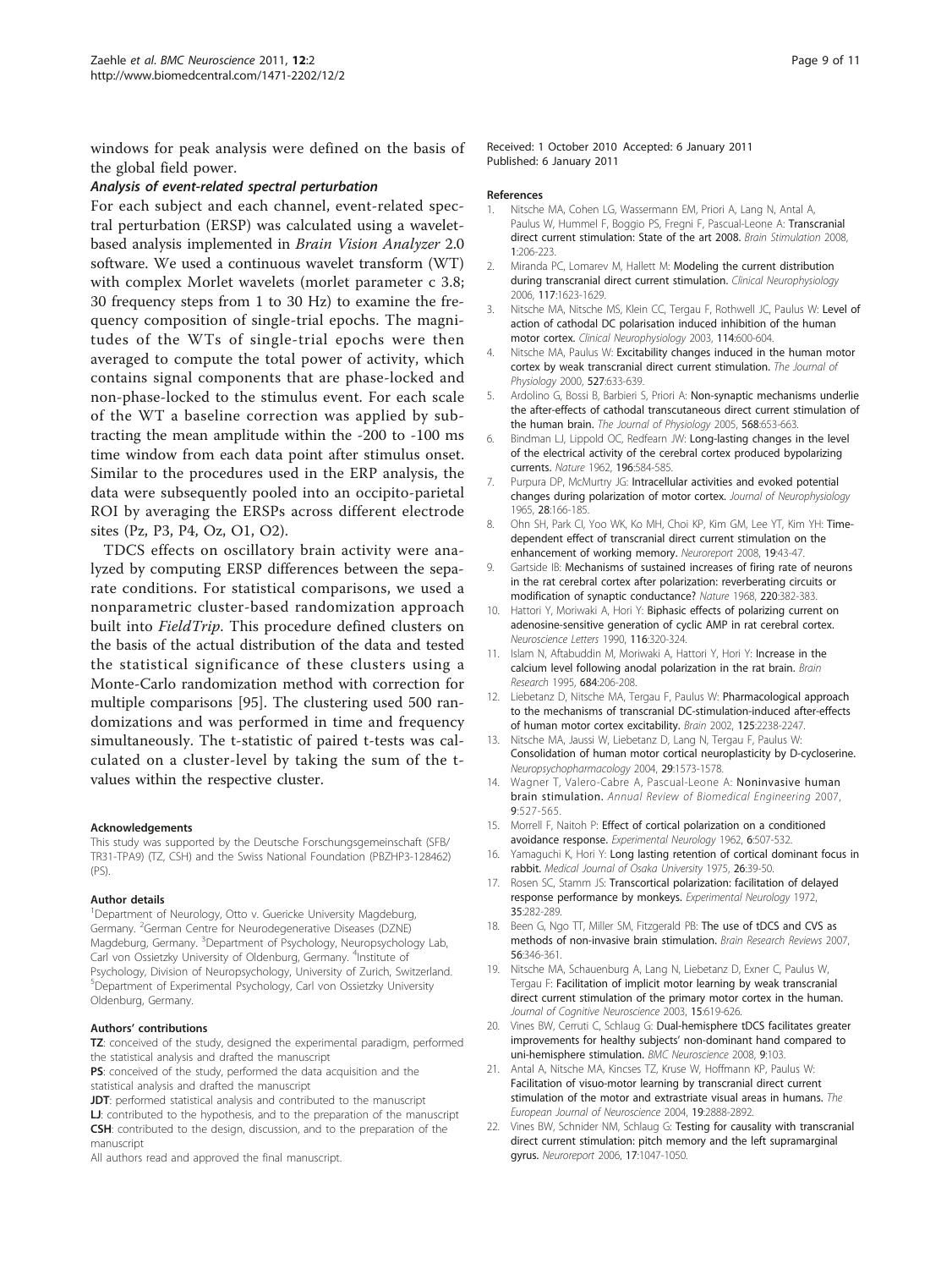windows for peak analysis were defined on the basis of the global field power.

### *Analysis of event-related spectral perturbation*

For each subject and each channel, event-related spectral perturbation (ERSP) was calculated using a wavelet-based analysis implemented in *Brain Vision Analyzer* 2.0 software. We used a continuous wavelet transform (WT) with complex Morlet wavelets (morlet parameter c 3.8; 30 frequency steps from 1 to 30 Hz) to examine the frequency composition of single-trial epochs. The magnitudes of the WTs of single-trial epochs were then averaged to compute the total power of activity, which contains signal components that are phase-locked and non-phase-locked to the stimulus event. For each scale of the WT a baseline correction was applied by subtracting the mean amplitude within the -200 to -100 ms time window from each data point after stimulus onset. Similar to the procedures used in the ERP analysis, the data were subsequently pooled into an occipito-parietal ROI by averaging the ERSPs across different electrode sites (Pz, P3, P4, Oz, O1, O2).

TDCS effects on oscillatory brain activity were analyzed by computing ERSP differences between the separate conditions. For statistical comparisons, we used a nonparametric cluster-based randomization approach built into *FieldTrip*. This procedure defined clusters on the basis of the actual distribution of the data and tested the statistical significance of these clusters using a Monte-Carlo randomization method with correction for multiple comparisons [95]. The clustering used 500 randomizations and was performed in time and frequency simultaneously. The t-statistic of paired t-tests was calculated on a cluster-level by taking the sum of the t-values within the respective cluster.

#### Acknowledgements

This study was supported by the Deutsche Forschungsgemeinschaft (SFB/TR31-TPA9) (TZ, CSH) and the Swiss National Foundation (PBZHP3-128462) (PS).

#### Author details

[1]Department of Neurology, Otto v. Guericke University Magdeburg, Germany. [2]German Centre for Neurodegenerative Diseases (DZNE) Magdeburg, Germany. [3]Department of Psychology, Neuropsychology Lab, Carl von Ossietzky University of Oldenburg, Germany. [4]Institute of Psychology, Division of Neuropsychology, University of Zurich, Switzerland. [5]Department of Experimental Psychology, Carl von Ossietzky University Oldenburg, Germany.

#### Authors' contributions

**TZ**: conceived of the study, designed the experimental paradigm, performed the statistical analysis and drafted the manuscript

**PS**: conceived of the study, performed the data acquisition and the statistical analysis and drafted the manuscript

**JDT**: performed statistical analysis and contributed to the manuscript

**LJ**: contributed to the hypothesis, and to the preparation of the manuscript

**CSH**: contributed to the design, discussion, and to the preparation of the manuscript

All authors read and approved the final manuscript.

Received: 1 October 2010 Accepted: 6 January 2011
Published: 6 January 2011

#### References

1. Nitsche MA, Cohen LG, Wassermann EM, Priori A, Lang N, Antal A, Paulus W, Hummel F, Boggio PS, Fregni F, Pascual-Leone A: **Transcranial direct current stimulation: State of the art 2008.** *Brain Stimulation* 2008, **1**:206-223.
2. Miranda PC, Lomarev M, Hallett M: **Modeling the current distribution during transcranial direct current stimulation.** *Clinical Neurophysiology* 2006, **117**:1623-1629.
3. Nitsche MA, Nitsche MS, Klein CC, Tergau F, Rothwell JC, Paulus W: **Level of action of cathodal DC polarisation induced inhibition of the human motor cortex.** *Clinical Neurophysiology* 2003, **114**:600-604.
4. Nitsche MA, Paulus W: **Excitability changes induced in the human motor cortex by weak transcranial direct current stimulation.** *The Journal of Physiology* 2000, **527**:633-639.
5. Ardolino G, Bossi B, Barbieri S, Priori A: **Non-synaptic mechanisms underlie the after-effects of cathodal transcutaneous direct current stimulation of the human brain.** *The Journal of Physiology* 2005, **568**:653-663.
6. Bindman LJ, Lippold OC, Redfearn JW: **Long-lasting changes in the level of the electrical activity of the cerebral cortex produced bypolarizing currents.** *Nature* 1962, **196**:584-585.
7. Purpura DP, McMurtry JG: **Intracellular activities and evoked potential changes during polarization of motor cortex.** *Journal of Neurophysiology* 1965, **28**:166-185.
8. Ohn SH, Park CI, Yoo WK, Ko MH, Choi KP, Kim GM, Lee YT, Kim YH: **Time-dependent effect of transcranial direct current stimulation on the enhancement of working memory.** *Neuroreport* 2008, **19**:43-47.
9. Gartside IB: **Mechanisms of sustained increases of firing rate of neurons in the rat cerebral cortex after polarization: reverberating circuits or modification of synaptic conductance?** *Nature* 1968, **220**:382-383.
10. Hattori Y, Moriwaki A, Hori Y: **Biphasic effects of polarizing current on adenosine-sensitive generation of cyclic AMP in rat cerebral cortex.** *Neuroscience Letters* 1990, **116**:320-324.
11. Islam N, Aftabuddin M, Moriwaki A, Hattori Y, Hori Y: **Increase in the calcium level following anodal polarization in the rat brain.** *Brain Research* 1995, **684**:206-208.
12. Liebetanz D, Nitsche MA, Tergau F, Paulus W: **Pharmacological approach to the mechanisms of transcranial DC-stimulation-induced after-effects of human motor cortex excitability.** *Brain* 2002, **125**:2238-2247.
13. Nitsche MA, Jaussi W, Liebetanz D, Lang N, Tergau F, Paulus W: **Consolidation of human motor cortical neuroplasticity by D-cycloserine.** *Neuropsychopharmacology* 2004, **29**:1573-1578.
14. Wagner T, Valero-Cabre A, Pascual-Leone A: **Noninvasive human brain stimulation.** *Annual Review of Biomedical Engineering* 2007, **9**:527-565.
15. Morrell F, Naitoh P: **Effect of cortical polarization on a conditioned avoidance response.** *Experimental Neurology* 1962, **6**:507-532.
16. Yamaguchi K, Hori Y: **Long lasting retention of cortical dominant focus in rabbit.** *Medical Journal of Osaka University* 1975, **26**:39-50.
17. Rosen SC, Stamm JS: **Transcortical polarization: facilitation of delayed response performance by monkeys.** *Experimental Neurology* 1972, **35**:282-289.
18. Been G, Ngo TT, Miller SM, Fitzgerald PB: **The use of tDCS and CVS as methods of non-invasive brain stimulation.** *Brain Research Reviews* 2007, **56**:346-361.
19. Nitsche MA, Schauenburg A, Lang N, Liebetanz D, Exner C, Paulus W, Tergau F: **Facilitation of implicit motor learning by weak transcranial direct current stimulation of the primary motor cortex in the human.** *Journal of Cognitive Neuroscience* 2003, **15**:619-626.
20. Vines BW, Cerruti C, Schlaug G: **Dual-hemisphere tDCS facilitates greater improvements for healthy subjects' non-dominant hand compared to uni-hemisphere stimulation.** *BMC Neuroscience* 2008, **9**:103.
21. Antal A, Nitsche MA, Kincses TZ, Kruse W, Hoffmann KP, Paulus W: **Facilitation of visuo-motor learning by transcranial direct current stimulation of the motor and extrastriate visual areas in humans.** *The European Journal of Neuroscience* 2004, **19**:2888-2892.
22. Vines BW, Schnider NM, Schlaug G: **Testing for causality with transcranial direct current stimulation: pitch memory and the left supramarginal gyrus.** *Neuroreport* 2006, **17**:1047-1050.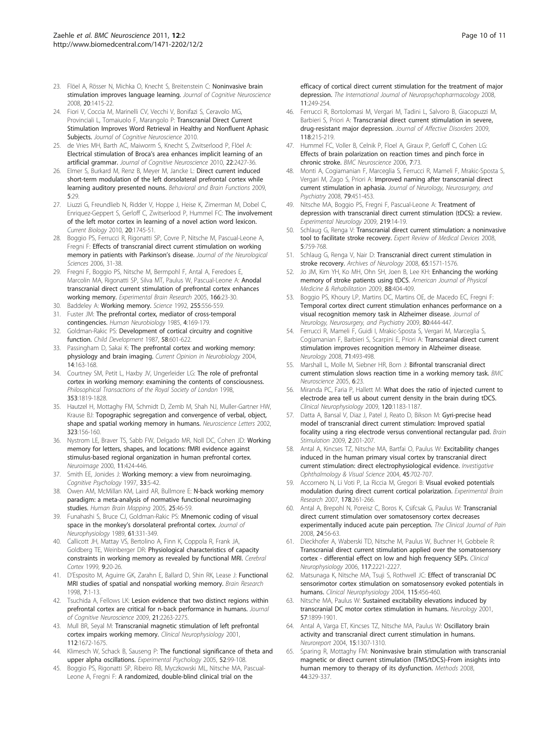23. Flöel A, Rösser N, Michka O, Knecht S, Breitenstein C: **Noninvasive brain stimulation improves language learning.** *Journal of Cognitive Neuroscience* 2008, **20**:1415-22.
24. Fiori V, Coccia M, Marinelli CV, Vecchi V, Bonifazi S, Ceravolo MG, Provinciali L, Tomaiuolo F, Marangolo P: **Transcranial Direct Current Stimulation Improves Word Retrieval in Healthy and Nonfluent Aphasic Subjects.** *Journal of Cognitive Neuroscience* 2010.
25. de Vries MH, Barth AC, Maiworm S, Knecht S, Zwitserlood P, Flöel A: **Electrical stimulation of Broca's area enhances implicit learning of an artificial grammar.** *Journal of Cognitive Neuroscience* 2010, **22**:2427-36.
26. Elmer S, Burkard M, Renz B, Meyer M, Jancke L: **Direct current induced short-term modulation of the left dorsolateral prefrontal cortex while learning auditory presented nouns.** *Behavioral and Brain Functions* 2009, **5**:29.
27. Liuzzi G, Freundlieb N, Ridder V, Hoppe J, Heise K, Zimerman M, Dobel C, Enriquez-Geppert S, Gerloff C, Zwitserlood P, Hummel FC: **The involvement of the left motor cortex in learning of a novel action word lexicon.** *Current Biology* 2010, **20**:1745-51.
28. Boggio PS, Ferrucci R, Rigonatti SP, Covre P, Nitsche M, Pascual-Leone A, Fregni F: **Effects of transcranial direct current stimulation on working memory in patients with Parkinson's disease.** *Journal of the Neurological Sciences* 2006, 31-38.
29. Fregni F, Boggio PS, Nitsche M, Bermpohl F, Antal A, Feredoes E, Marcolin MA, Rigonatti SP, Silva MT, Paulus W, Pascual-Leone A: **Anodal transcranial direct current stimulation of prefrontal cortex enhances working memory.** *Experimental Brain Research* 2005, **166**:23-30.
30. Baddeley A: **Working memory.** *Science* 1992, **255**:556-559.
31. Fuster JM: **The prefrontal cortex, mediator of cross-temporal contingencies.** *Human Neurobiology* 1985, **4**:169-179.
32. Goldman-Rakic PS: **Development of cortical circuitry and cognitive function.** *Child Development* 1987, **58**:601-622.
33. Passingham D, Sakai K: **The prefrontal cortex and working memory: physiology and brain imaging.** *Current Opinion in Neurobiology* 2004, **14**:163-168.
34. Courtney SM, Petit L, Haxby JV, Ungerleider LG: **The role of prefrontal cortex in working memory: examining the contents of consciousness.** *Philosophical Transactions of the Royal Society of London* 1998, **353**:1819-1828.
35. Hautzel H, Mottaghy FM, Schmidt D, Zemb M, Shah NJ, Muller-Gartner HW, Krause BJ: **Topographic segregation and convergence of verbal, object, shape and spatial working memory in humans.** *Neuroscience Letters* 2002, **323**:156-160.
36. Nystrom LE, Braver TS, Sabb FW, Delgado MR, Noll DC, Cohen JD: **Working memory for letters, shapes, and locations: fMRI evidence against stimulus-based regional organization in human prefrontal cortex.** *Neuroimage* 2000, **11**:424-446.
37. Smith EE, Jonides J: **Working memory: a view from neuroimaging.** *Cognitive Psychology* 1997, **33**:5-42.
38. Owen AM, McMillan KM, Laird AR, Bullmore E: **N-back working memory paradigm: a meta-analysis of normative functional neuroimaging studies.** *Human Brain Mapping* 2005, **25**:46-59.
39. Funahashi S, Bruce CJ, Goldman-Rakic PS: **Mnemonic coding of visual space in the monkey's dorsolateral prefrontal cortex.** *Journal of Neurophysiology* 1989, **61**:331-349.
40. Callicott JH, Mattay VS, Bertolino A, Finn K, Coppola R, Frank JA, Goldberg TE, Weinberger DR: **Physiological characteristics of capacity constraints in working memory as revealed by functional MRI.** *Cerebral Cortex* 1999, **9**:20-26.
41. D'Esposito M, Aguirre GK, Zarahn E, Ballard D, Shin RK, Lease J: **Functional MRI studies of spatial and nonspatial working memory.** *Brain Research* 1998, **7**:1-13.
42. Tsuchida A, Fellows LK: **Lesion evidence that two distinct regions within prefrontal cortex are critical for n-back performance in humans.** *Journal of Cognitive Neuroscience* 2009, **21**:2263-2275.
43. Mull BR, Seyal M: **Transcranial magnetic stimulation of left prefrontal cortex impairs working memory.** *Clinical Neurophysiology* 2001, **112**:1672-1675.
44. Klimesch W, Schack B, Sauseng P: **The functional significance of theta and upper alpha oscillations.** *Experimental Psychology* 2005, **52**:99-108.
45. Boggio PS, Rigonatti SP, Ribeiro RB, Myczkowski ML, Nitsche MA, Pascual-Leone A, Fregni F: **A randomized, double-blind clinical trial on the efficacy of cortical direct current stimulation for the treatment of major depression.** *The International Journal of Neuropsychopharmacology* 2008, **11**:249-254.
46. Ferrucci R, Bortolomasi M, Vergari M, Tadini L, Salvoro B, Giacopuzzi M, Barbieri S, Priori A: **Transcranial direct current stimulation in severe, drug-resistant major depression.** *Journal of Affective Disorders* 2009, **118**:215-219.
47. Hummel FC, Voller B, Celnik P, Floel A, Giraux P, Gerloff C, Cohen LG: **Effects of brain polarization on reaction times and pinch force in chronic stroke.** *BMC Neuroscience* 2006, **7**:73.
48. Monti A, Cogiamanian F, Marceglia S, Ferrucci R, Mameli F, Mrakic-Sposta S, Vergari M, Zago S, Priori A: **Improved naming after transcranial direct current stimulation in aphasia.** *Journal of Neurology, Neurosurgery, and Psychiatry* 2008, **79**:451-453.
49. Nitsche MA, Boggio PS, Fregni F, Pascual-Leone A: **Treatment of depression with transcranial direct current stimulation (tDCS): a review.** *Experimental Neurology* 2009, **219**:14-19.
50. Schlaug G, Renga V: **Transcranial direct current stimulation: a noninvasive tool to facilitate stroke recovery.** *Expert Review of Medical Devices* 2008, **5**:759-768.
51. Schlaug G, Renga V, Nair D: **Transcranial direct current stimulation in stroke recovery.** *Archives of Neurology* 2008, **65**:1571-1576.
52. Jo JM, Kim YH, Ko MH, Ohn SH, Joen B, Lee KH: **Enhancing the working memory of stroke patients using tDCS.** *American Journal of Physical Medicine & Rehabilitation* 2009, **88**:404-409.
53. Boggio PS, Khoury LP, Martins DC, Martins OE, de Macedo EC, Fregni F: **Temporal cortex direct current stimulation enhances performance on a visual recognition memory task in Alzheimer disease.** *Journal of Neurology, Neurosurgery, and Psychiatry* 2009, **80**:444-447.
54. Ferrucci R, Mameli F, Guidi I, Mrakic-Sposta S, Vergari M, Marceglia S, Cogiamanian F, Barbieri S, Scarpini E, Priori A: **Transcranial direct current stimulation improves recognition memory in Alzheimer disease.** *Neurology* 2008, **71**:493-498.
55. Marshall L, Molle M, Siebner HR, Born J: **Bifrontal transcranial direct current stimulation slows reaction time in a working memory task.** *BMC Neuroscience* 2005, **6**:23.
56. Miranda PC, Faria P, Hallett M: **What does the ratio of injected current to electrode area tell us about current density in the brain during tDCS.** *Clinical Neurophysiology* 2009, **120**:1183-1187.
57. Datta A, Bansal V, Diaz J, Patel J, Reato D, Bikson M: **Gyri-precise head model of transcranial direct current stimulation: Improved spatial focality using a ring electrode versus conventional rectangular pad.** *Brain Stimulation* 2009, **2**:201-207.
58. Antal A, Kincses TZ, Nitsche MA, Bartfai O, Paulus W: **Excitability changes induced in the human primary visual cortex by transcranial direct current stimulation: direct electrophysiological evidence.** *Investigative Ophthalmology & Visual Science* 2004, **45**:702-707.
59. Accornero N, Li Voti P, La Riccia M, Gregori B: **Visual evoked potentials modulation during direct current cortical polarization.** *Experimental Brain Research* 2007, **178**:261-266.
60. Antal A, Brepohl N, Poreisz C, Boros K, Csifcsak G, Paulus W: **Transcranial direct current stimulation over somatosensory cortex decreases experimentally induced acute pain perception.** *The Clinical Journal of Pain* 2008, **24**:56-63.
61. Dieckhofer A, Waberski TD, Nitsche M, Paulus W, Buchner H, Gobbele R: **Transcranial direct current stimulation applied over the somatosensory cortex - differential effect on low and high frequency SEPs.** *Clinical Neurophysiology* 2006, **117**:2221-2227.
62. Matsunaga K, Nitsche MA, Tsuji S, Rothwell JC: **Effect of transcranial DC sensorimotor cortex stimulation on somatosensory evoked potentials in humans.** *Clinical Neurophysiology* 2004, **115**:456-460.
63. Nitsche MA, Paulus W: **Sustained excitability elevations induced by transcranial DC motor cortex stimulation in humans.** *Neurology* 2001, **57**:1899-1901.
64. Antal A, Varga ET, Kincses TZ, Nitsche MA, Paulus W: **Oscillatory brain activity and transcranial direct current stimulation in humans.** *Neuroreport* 2004, **15**:1307-1310.
65. Sparing R, Mottaghy FM: **Noninvasive brain stimulation with transcranial magnetic or direct current stimulation (TMS/tDCS)-From insights into human memory to therapy of its dysfunction.** *Methods* 2008, **44**:329-337.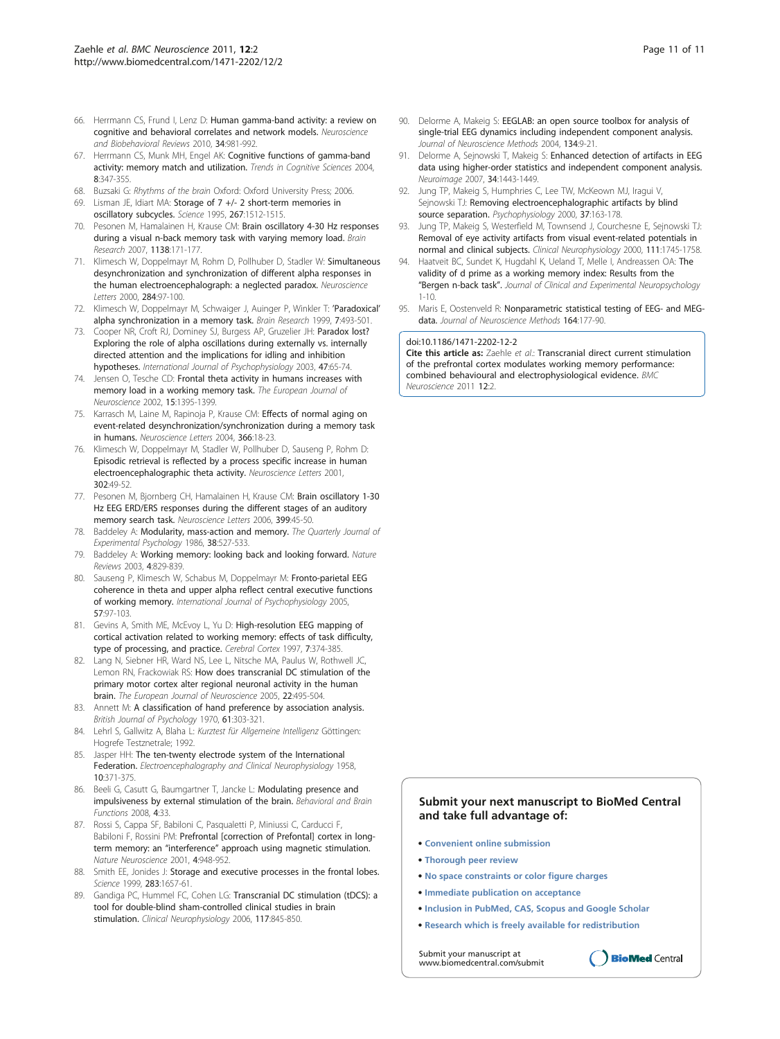66. Herrmann CS, Frund I, Lenz D: **Human gamma-band activity: a review on cognitive and behavioral correlates and network models.** *Neuroscience and Biobehavioral Reviews* 2010, **34**:981-992.
67. Herrmann CS, Munk MH, Engel AK: **Cognitive functions of gamma-band activity: memory match and utilization.** *Trends in Cognitive Sciences* 2004, **8**:347-355.
68. Buzsaki G: *Rhythms of the brain* Oxford: Oxford University Press; 2006.
69. Lisman JE, Idiart MA: **Storage of 7 +/- 2 short-term memories in oscillatory subcycles.** *Science* 1995, **267**:1512-1515.
70. Pesonen M, Hamalainen H, Krause CM: **Brain oscillatory 4-30 Hz responses during a visual n-back memory task with varying memory load.** *Brain Research* 2007, **1138**:171-177.
71. Klimesch W, Doppelmayr M, Rohm D, Pollhuber D, Stadler W: **Simultaneous desynchronization and synchronization of different alpha responses in the human electroencephalograph: a neglected paradox.** *Neuroscience Letters* 2000, **284**:97-100.
72. Klimesch W, Doppelmayr M, Schwaiger J, Auinger P, Winkler T: **'Paradoxical' alpha synchronization in a memory task.** *Brain Research* 1999, **7**:493-501.
73. Cooper NR, Croft RJ, Dominey SJ, Burgess AP, Gruzelier JH: **Paradox lost? Exploring the role of alpha oscillations during externally vs. internally directed attention and the implications for idling and inhibition hypotheses.** *International Journal of Psychophysiology* 2003, **47**:65-74.
74. Jensen O, Tesche CD: **Frontal theta activity in humans increases with memory load in a working memory task.** *The European Journal of Neuroscience* 2002, **15**:1395-1399.
75. Karrasch M, Laine M, Rapinoja P, Krause CM: **Effects of normal aging on event-related desynchronization/synchronization during a memory task in humans.** *Neuroscience Letters* 2004, **366**:18-23.
76. Klimesch W, Doppelmayr M, Stadler W, Pollhuber D, Sauseng P, Rohm D: **Episodic retrieval is reflected by a process specific increase in human electroencephalographic theta activity.** *Neuroscience Letters* 2001, **302**:49-52.
77. Pesonen M, Bjornberg CH, Hamalainen H, Krause CM: **Brain oscillatory 1-30 Hz EEG ERD/ERS responses during the different stages of an auditory memory search task.** *Neuroscience Letters* 2006, **399**:45-50.
78. Baddeley A: **Modularity, mass-action and memory.** *The Quarterly Journal of Experimental Psychology* 1986, **38**:527-533.
79. Baddeley A: **Working memory: looking back and looking forward.** *Nature Reviews* 2003, **4**:829-839.
80. Sauseng P, Klimesch W, Schabus M, Doppelmayr M: **Fronto-parietal EEG coherence in theta and upper alpha reflect central executive functions of working memory.** *International Journal of Psychophysiology* 2005, **57**:97-103.
81. Gevins A, Smith ME, McEvoy L, Yu D: **High-resolution EEG mapping of cortical activation related to working memory: effects of task difficulty, type of processing, and practice.** *Cerebral Cortex* 1997, **7**:374-385.
82. Lang N, Siebner HR, Ward NS, Lee L, Nitsche MA, Paulus W, Rothwell JC, Lemon RN, Frackowiak RS: **How does transcranial DC stimulation of the primary motor cortex alter regional neuronal activity in the human brain.** *The European Journal of Neuroscience* 2005, **22**:495-504.
83. Annett M: **A classification of hand preference by association analysis.** *British Journal of Psychology* 1970, **61**:303-321.
84. Lehrl S, Gallwitz A, Blaha L: *Kurztest für Allgemeine Intelligenz* Göttingen: Hogrefe Testznetrale; 1992.
85. Jasper HH: **The ten-twenty electrode system of the International Federation.** *Electroencephalography and Clinical Neurophysiology* 1958, **10**:371-375.
86. Beeli G, Casutt G, Baumgartner T, Jancke L: **Modulating presence and impulsiveness by external stimulation of the brain.** *Behavioral and Brain Functions* 2008, **4**:33.
87. Rossi S, Cappa SF, Babiloni C, Pasqualetti P, Miniussi C, Carducci F, Babiloni F, Rossini PM: **Prefrontal [correction of Prefontal] cortex in long-term memory: an "interference" approach using magnetic stimulation.** *Nature Neuroscience* 2001, **4**:948-952.
88. Smith EE, Jonides J: **Storage and executive processes in the frontal lobes.** *Science* 1999, **283**:1657-61.
89. Gandiga PC, Hummel FC, Cohen LG: **Transcranial DC stimulation (tDCS): a tool for double-blind sham-controlled clinical studies in brain stimulation.** *Clinical Neurophysiology* 2006, **117**:845-850.
90. Delorme A, Makeig S: **EEGLAB: an open source toolbox for analysis of single-trial EEG dynamics including independent component analysis.** *Journal of Neuroscience Methods* 2004, **134**:9-21.
91. Delorme A, Sejnowski T, Makeig S: **Enhanced detection of artifacts in EEG data using higher-order statistics and independent component analysis.** *Neuroimage* 2007, **34**:1443-1449.
92. Jung TP, Makeig S, Humphries C, Lee TW, McKeown MJ, Iragui V, Sejnowski TJ: **Removing electroencephalographic artifacts by blind source separation.** *Psychophysiology* 2000, **37**:163-178.
93. Jung TP, Makeig S, Westerfield M, Townsend J, Courchesne E, Sejnowski TJ: **Removal of eye activity artifacts from visual event-related potentials in normal and clinical subjects.** *Clinical Neurophysiology* 2000, **111**:1745-1758.
94. Haatveit BC, Sundet K, Hugdahl K, Ueland T, Melle I, Andreassen OA: **The validity of d prime as a working memory index: Results from the "Bergen n-back task".** *Journal of Clinical and Experimental Neuropsychology* 1-10.
95. Maris E, Oostenveld R: **Nonparametric statistical testing of EEG- and MEG-data.** *Journal of Neuroscience Methods* 164:177-90.

doi:10.1186/1471-2202-12-2

**Cite this article as:** Zaehle *et al.*: Transcranial direct current stimulation of the prefrontal cortex modulates working memory performance: combined behavioural and electrophysiological evidence. *BMC Neuroscience* 2011 **12**:2.

**Submit your next manuscript to BioMed Central and take full advantage of:**

- **Convenient online submission**
- **Thorough peer review**
- **No space constraints or color figure charges**
- **Immediate publication on acceptance**
- **Inclusion in PubMed, CAS, Scopus and Google Scholar**
- **Research which is freely available for redistribution**

Submit your manuscript at www.biomedcentral.com/submit

BioMed Central